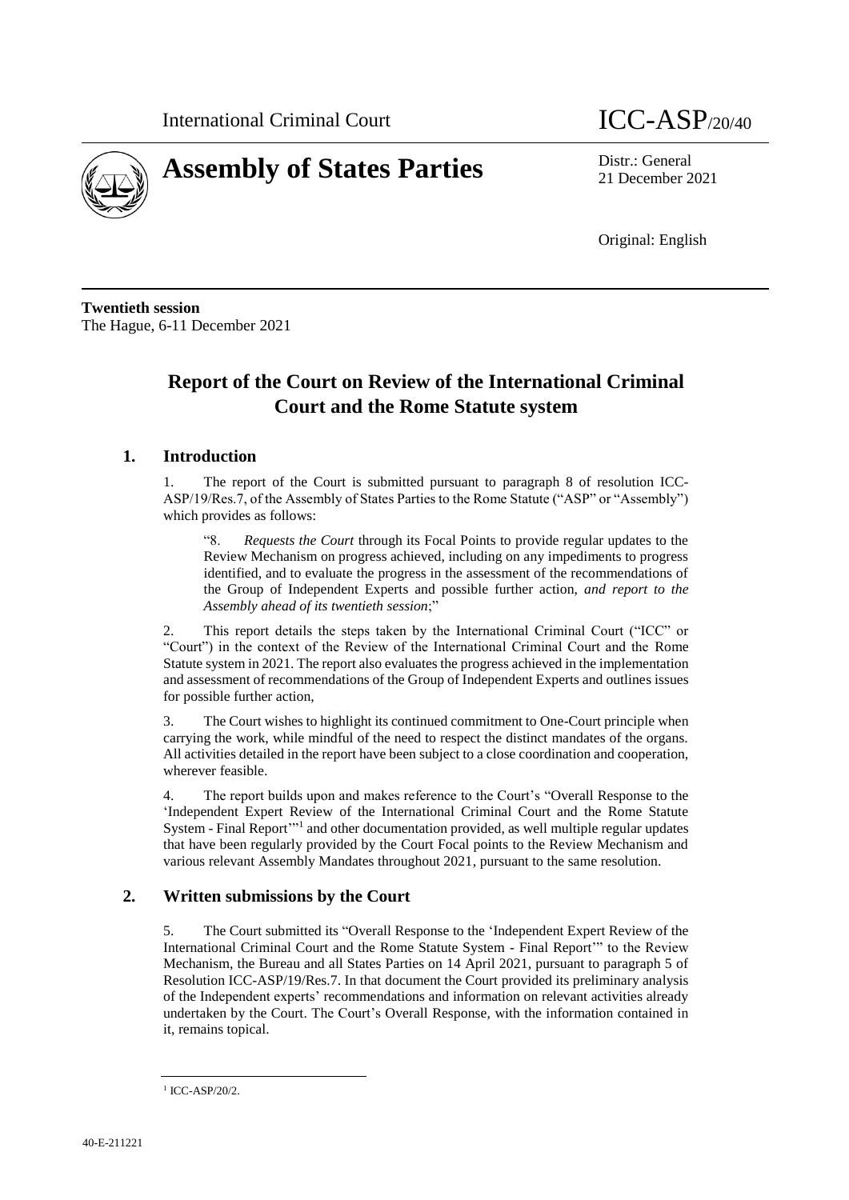International Criminal Court

ICC-ASP/20/40

# Assembly of States Parties

Distr.: General
21 December 2021

Original: English

**Twentieth session**
The Hague, 6-11 December 2021

# Report of the Court on Review of the International Criminal Court and the Rome Statute system

## 1. Introduction

1. The report of the Court is submitted pursuant to paragraph 8 of resolution ICC-ASP/19/Res.7, of the Assembly of States Parties to the Rome Statute ("ASP" or "Assembly") which provides as follows:

"8. *Requests the Court* through its Focal Points to provide regular updates to the Review Mechanism on progress achieved, including on any impediments to progress identified, and to evaluate the progress in the assessment of the recommendations of the Group of Independent Experts and possible further action, *and report to the Assembly ahead of its twentieth session*;"

2. This report details the steps taken by the International Criminal Court ("ICC" or "Court") in the context of the Review of the International Criminal Court and the Rome Statute system in 2021. The report also evaluates the progress achieved in the implementation and assessment of recommendations of the Group of Independent Experts and outlines issues for possible further action,

3. The Court wishes to highlight its continued commitment to One-Court principle when carrying the work, while mindful of the need to respect the distinct mandates of the organs. All activities detailed in the report have been subject to a close coordination and cooperation, wherever feasible.

4. The report builds upon and makes reference to the Court's "Overall Response to the 'Independent Expert Review of the International Criminal Court and the Rome Statute System - Final Report'"[1] and other documentation provided, as well multiple regular updates that have been regularly provided by the Court Focal points to the Review Mechanism and various relevant Assembly Mandates throughout 2021, pursuant to the same resolution.

## 2. Written submissions by the Court

5. The Court submitted its "Overall Response to the 'Independent Expert Review of the International Criminal Court and the Rome Statute System - Final Report'" to the Review Mechanism, the Bureau and all States Parties on 14 April 2021, pursuant to paragraph 5 of Resolution ICC-ASP/19/Res.7. In that document the Court provided its preliminary analysis of the Independent experts' recommendations and information on relevant activities already undertaken by the Court. The Court's Overall Response, with the information contained in it, remains topical.

[1] ICC-ASP/20/2.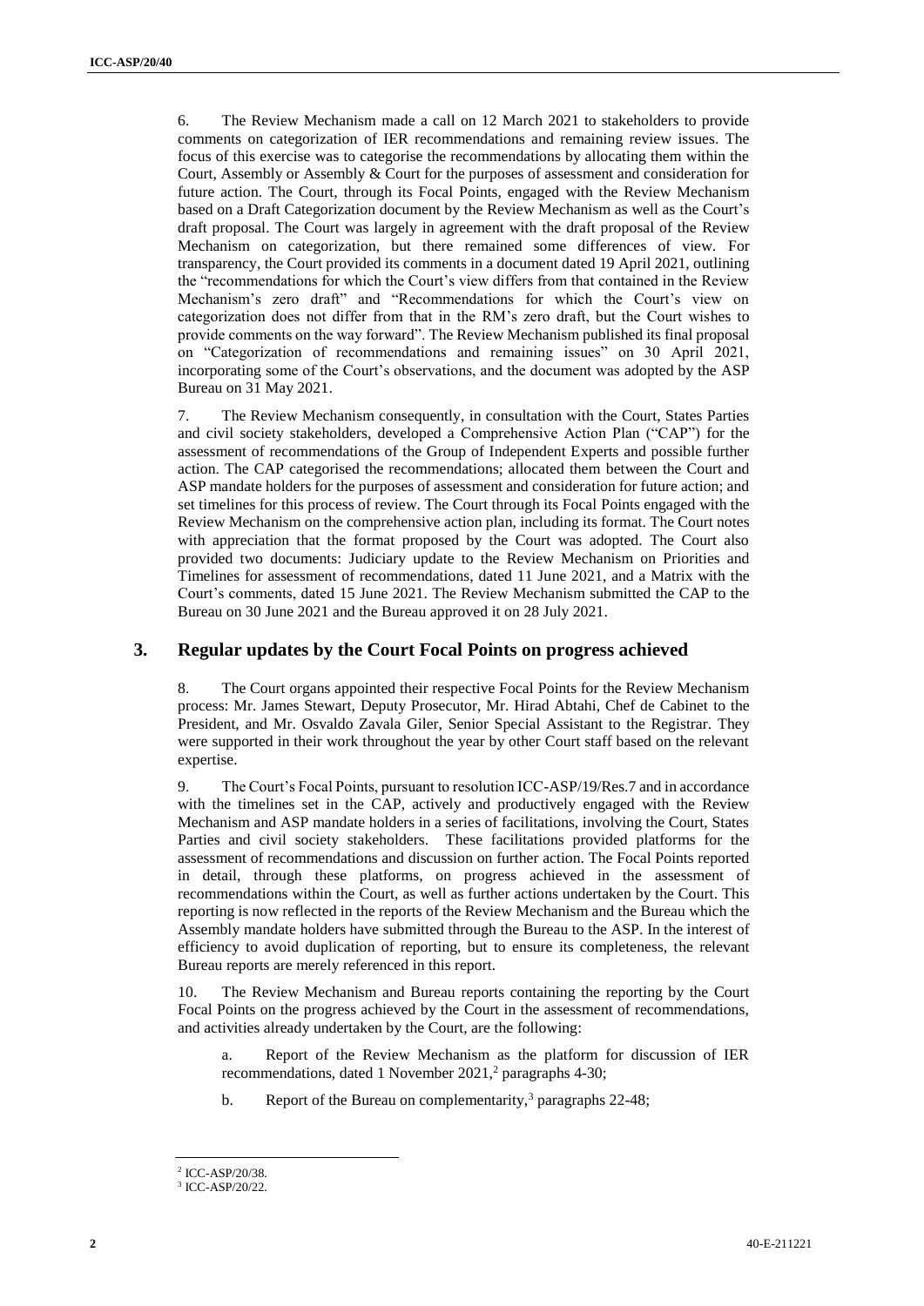6. The Review Mechanism made a call on 12 March 2021 to stakeholders to provide comments on categorization of IER recommendations and remaining review issues. The focus of this exercise was to categorise the recommendations by allocating them within the Court, Assembly or Assembly & Court for the purposes of assessment and consideration for future action. The Court, through its Focal Points, engaged with the Review Mechanism based on a Draft Categorization document by the Review Mechanism as well as the Court's draft proposal. The Court was largely in agreement with the draft proposal of the Review Mechanism on categorization, but there remained some differences of view. For transparency, the Court provided its comments in a document dated 19 April 2021, outlining the "recommendations for which the Court's view differs from that contained in the Review Mechanism's zero draft" and "Recommendations for which the Court's view on categorization does not differ from that in the RM's zero draft, but the Court wishes to provide comments on the way forward". The Review Mechanism published its final proposal on "Categorization of recommendations and remaining issues" on 30 April 2021, incorporating some of the Court's observations, and the document was adopted by the ASP Bureau on 31 May 2021.

7. The Review Mechanism consequently, in consultation with the Court, States Parties and civil society stakeholders, developed a Comprehensive Action Plan ("CAP") for the assessment of recommendations of the Group of Independent Experts and possible further action. The CAP categorised the recommendations; allocated them between the Court and ASP mandate holders for the purposes of assessment and consideration for future action; and set timelines for this process of review. The Court through its Focal Points engaged with the Review Mechanism on the comprehensive action plan, including its format. The Court notes with appreciation that the format proposed by the Court was adopted. The Court also provided two documents: Judiciary update to the Review Mechanism on Priorities and Timelines for assessment of recommendations, dated 11 June 2021, and a Matrix with the Court's comments, dated 15 June 2021. The Review Mechanism submitted the CAP to the Bureau on 30 June 2021 and the Bureau approved it on 28 July 2021.

## 3. Regular updates by the Court Focal Points on progress achieved

8. The Court organs appointed their respective Focal Points for the Review Mechanism process: Mr. James Stewart, Deputy Prosecutor, Mr. Hirad Abtahi, Chef de Cabinet to the President, and Mr. Osvaldo Zavala Giler, Senior Special Assistant to the Registrar. They were supported in their work throughout the year by other Court staff based on the relevant expertise.

9. The Court's Focal Points, pursuant to resolution ICC-ASP/19/Res.7 and in accordance with the timelines set in the CAP, actively and productively engaged with the Review Mechanism and ASP mandate holders in a series of facilitations, involving the Court, States Parties and civil society stakeholders. These facilitations provided platforms for the assessment of recommendations and discussion on further action. The Focal Points reported in detail, through these platforms, on progress achieved in the assessment of recommendations within the Court, as well as further actions undertaken by the Court. This reporting is now reflected in the reports of the Review Mechanism and the Bureau which the Assembly mandate holders have submitted through the Bureau to the ASP. In the interest of efficiency to avoid duplication of reporting, but to ensure its completeness, the relevant Bureau reports are merely referenced in this report.

10. The Review Mechanism and Bureau reports containing the reporting by the Court Focal Points on the progress achieved by the Court in the assessment of recommendations, and activities already undertaken by the Court, are the following:

a. Report of the Review Mechanism as the platform for discussion of IER recommendations, dated 1 November 2021,[2] paragraphs 4-30;

b. Report of the Bureau on complementarity,[3] paragraphs 22-48;

---

[2] ICC-ASP/20/38.

[3] ICC-ASP/20/22.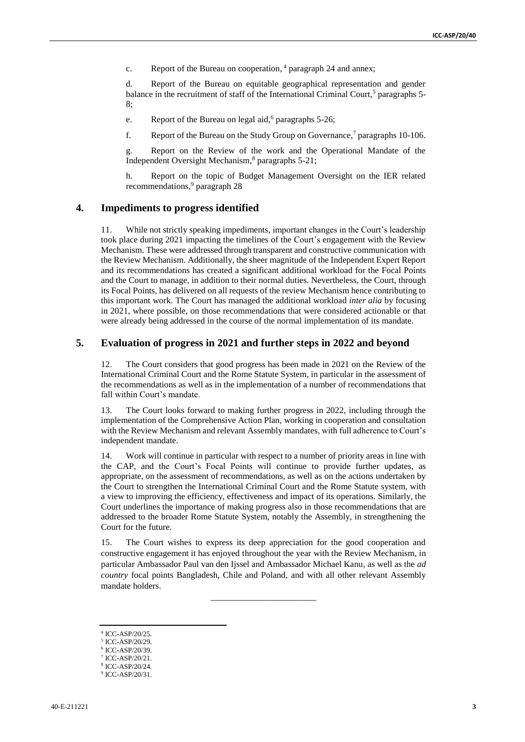c. Report of the Bureau on cooperation,[4] paragraph 24 and annex;

d. Report of the Bureau on equitable geographical representation and gender balance in the recruitment of staff of the International Criminal Court,[5] paragraphs 5-8;

e. Report of the Bureau on legal aid,[6] paragraphs 5-26;

f. Report of the Bureau on the Study Group on Governance,[7] paragraphs 10-106.

g. Report on the Review of the work and the Operational Mandate of the Independent Oversight Mechanism,[8] paragraphs 5-21;

h. Report on the topic of Budget Management Oversight on the IER related recommendations,[9] paragraph 28

## 4. Impediments to progress identified

11. While not strictly speaking impediments, important changes in the Court's leadership took place during 2021 impacting the timelines of the Court's engagement with the Review Mechanism. These were addressed through transparent and constructive communication with the Review Mechanism. Additionally, the sheer magnitude of the Independent Expert Report and its recommendations has created a significant additional workload for the Focal Points and the Court to manage, in addition to their normal duties. Nevertheless, the Court, through its Focal Points, has delivered on all requests of the review Mechanism hence contributing to this important work. The Court has managed the additional workload *inter alia* by focusing in 2021, where possible, on those recommendations that were considered actionable or that were already being addressed in the course of the normal implementation of its mandate.

## 5. Evaluation of progress in 2021 and further steps in 2022 and beyond

12. The Court considers that good progress has been made in 2021 on the Review of the International Criminal Court and the Rome Statute System, in particular in the assessment of the recommendations as well as in the implementation of a number of recommendations that fall within Court's mandate.

13. The Court looks forward to making further progress in 2022, including through the implementation of the Comprehensive Action Plan, working in cooperation and consultation with the Review Mechanism and relevant Assembly mandates, with full adherence to Court's independent mandate.

14. Work will continue in particular with respect to a number of priority areas in line with the CAP, and the Court's Focal Points will continue to provide further updates, as appropriate, on the assessment of recommendations, as well as on the actions undertaken by the Court to strengthen the International Criminal Court and the Rome Statute system, with a view to improving the efficiency, effectiveness and impact of its operations. Similarly, the Court underlines the importance of making progress also in those recommendations that are addressed to the broader Rome Statute System, notably the Assembly, in strengthening the Court for the future.

15. The Court wishes to express its deep appreciation for the good cooperation and constructive engagement it has enjoyed throughout the year with the Review Mechanism, in particular Ambassador Paul van den Ijssel and Ambassador Michael Kanu, as well as the *ad country* focal points Bangladesh, Chile and Poland, and with all other relevant Assembly mandate holders.

---

[4] ICC-ASP/20/25.

[5] ICC-ASP/20/29.

[6] ICC-ASP/20/39.

[7] ICC-ASP/20/21.

[8] ICC-ASP/20/24.

[9] ICC-ASP/20/31.